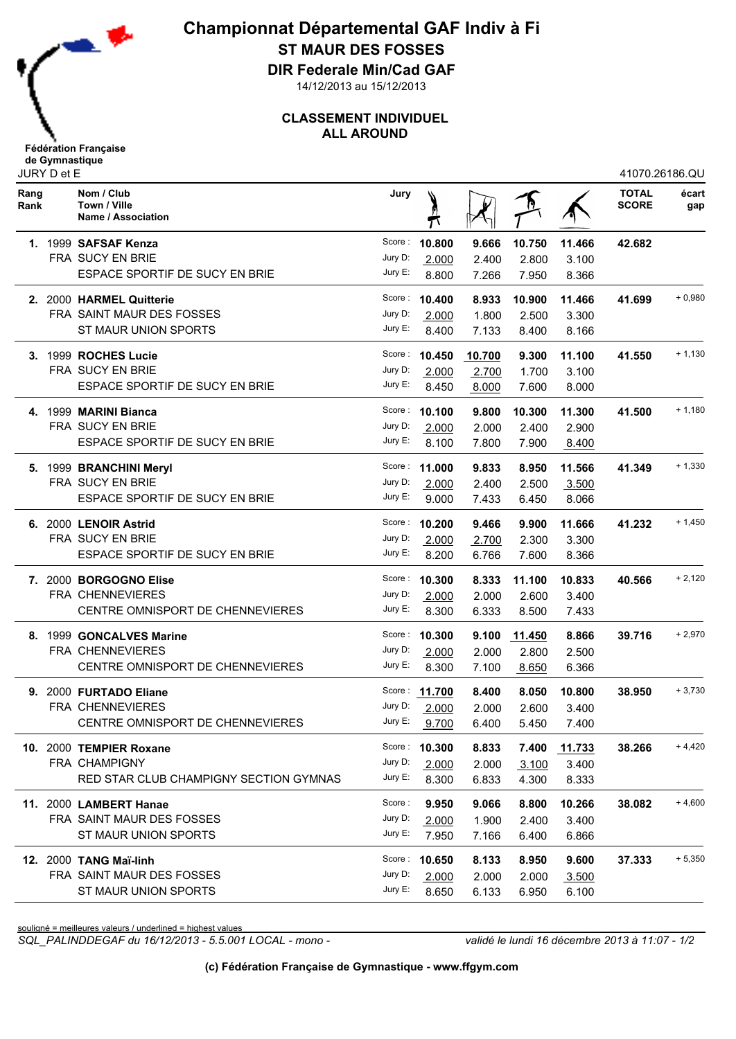# Championnat Départemental GAF Indiv à Fi

## ST MAUR DES FOSSES

## DIR Federale Min/Cad GAF

14/12/2013 au 15/12/2013

### CLASSEMENT INDIVIDUEL
### ALL AROUND

Fédération Française de Gymnastique

JURY D et E

41070.26186.QU

| Rang / Rank | Nom / Club / Town / Ville / Name / Association | Jury | Saut | Barres | Poutre | Sol | TOTAL SCORE | écart / gap |
|---|---|---|---|---|---|---|---|---|
| 1. | 1999 **SAFSAF Kenza** | Score : | 10.800 | 9.666 | 10.750 | 11.466 | 42.682 | |
| | FRA SUCY EN BRIE | Jury D: | 2.000 | 2.400 | 2.800 | 3.100 | | |
| | ESPACE SPORTIF DE SUCY EN BRIE | Jury E: | 8.800 | 7.266 | 7.950 | 8.366 | | |
| 2. | 2000 **HARMEL Quitterie** | Score : | 10.400 | 8.933 | 10.900 | 11.466 | 41.699 | + 0,980 |
| | FRA SAINT MAUR DES FOSSES | Jury D: | 2.000 | 1.800 | 2.500 | 3.300 | | |
| | ST MAUR UNION SPORTS | Jury E: | 8.400 | 7.133 | 8.400 | 8.166 | | |
| 3. | 1999 **ROCHES Lucie** | Score : | 10.450 | 10.700 | 9.300 | 11.100 | 41.550 | + 1,130 |
| | FRA SUCY EN BRIE | Jury D: | 2.000 | 2.700 | 1.700 | 3.100 | | |
| | ESPACE SPORTIF DE SUCY EN BRIE | Jury E: | 8.450 | 8.000 | 7.600 | 8.000 | | |
| 4. | 1999 **MARINI Bianca** | Score : | 10.100 | 9.800 | 10.300 | 11.300 | 41.500 | + 1,180 |
| | FRA SUCY EN BRIE | Jury D: | 2.000 | 2.000 | 2.400 | 2.900 | | |
| | ESPACE SPORTIF DE SUCY EN BRIE | Jury E: | 8.100 | 7.800 | 7.900 | 8.400 | | |
| 5. | 1999 **BRANCHINI Meryl** | Score : | 11.000 | 9.833 | 8.950 | 11.566 | 41.349 | + 1,330 |
| | FRA SUCY EN BRIE | Jury D: | 2.000 | 2.400 | 2.500 | 3.500 | | |
| | ESPACE SPORTIF DE SUCY EN BRIE | Jury E: | 9.000 | 7.433 | 6.450 | 8.066 | | |
| 6. | 2000 **LENOIR Astrid** | Score : | 10.200 | 9.466 | 9.900 | 11.666 | 41.232 | + 1,450 |
| | FRA SUCY EN BRIE | Jury D: | 2.000 | 2.700 | 2.300 | 3.300 | | |
| | ESPACE SPORTIF DE SUCY EN BRIE | Jury E: | 8.200 | 6.766 | 7.600 | 8.366 | | |
| 7. | 2000 **BORGOGNO Elise** | Score : | 10.300 | 8.333 | 11.100 | 10.833 | 40.566 | + 2,120 |
| | FRA CHENNEVIERES | Jury D: | 2.000 | 2.000 | 2.600 | 3.400 | | |
| | CENTRE OMNISPORT DE CHENNEVIERES | Jury E: | 8.300 | 6.333 | 8.500 | 7.433 | | |
| 8. | 1999 **GONCALVES Marine** | Score : | 10.300 | 9.100 | 11.450 | 8.866 | 39.716 | + 2,970 |
| | FRA CHENNEVIERES | Jury D: | 2.000 | 2.000 | 2.800 | 2.500 | | |
| | CENTRE OMNISPORT DE CHENNEVIERES | Jury E: | 8.300 | 7.100 | 8.650 | 6.366 | | |
| 9. | 2000 **FURTADO Eliane** | Score : | 11.700 | 8.400 | 8.050 | 10.800 | 38.950 | + 3,730 |
| | FRA CHENNEVIERES | Jury D: | 2.000 | 2.000 | 2.600 | 3.400 | | |
| | CENTRE OMNISPORT DE CHENNEVIERES | Jury E: | 9.700 | 6.400 | 5.450 | 7.400 | | |
| 10. | 2000 **TEMPIER Roxane** | Score : | 10.300 | 8.833 | 7.400 | 11.733 | 38.266 | + 4,420 |
| | FRA CHAMPIGNY | Jury D: | 2.000 | 2.000 | 3.100 | 3.400 | | |
| | RED STAR CLUB CHAMPIGNY SECTION GYMNAS | Jury E: | 8.300 | 6.833 | 4.300 | 8.333 | | |
| 11. | 2000 **LAMBERT Hanae** | Score : | 9.950 | 9.066 | 8.800 | 10.266 | 38.082 | + 4,600 |
| | FRA SAINT MAUR DES FOSSES | Jury D: | 2.000 | 1.900 | 2.400 | 3.400 | | |
| | ST MAUR UNION SPORTS | Jury E: | 7.950 | 7.166 | 6.400 | 6.866 | | |
| 12. | 2000 **TANG Maï-linh** | Score : | 10.650 | 8.133 | 8.950 | 9.600 | 37.333 | + 5,350 |
| | FRA SAINT MAUR DES FOSSES | Jury D: | 2.000 | 2.000 | 2.000 | 3.500 | | |
| | ST MAUR UNION SPORTS | Jury E: | 8.650 | 6.133 | 6.950 | 6.100 | | |

souligné = meilleures valeurs / underlined = highest values

*SQL_PALINDDEGAF du 16/12/2013 - 5.5.001 LOCAL - mono -* *validé le lundi 16 décembre 2013 à 11:07 - 1/2*

**(c) Fédération Française de Gymnastique - www.ffgym.com**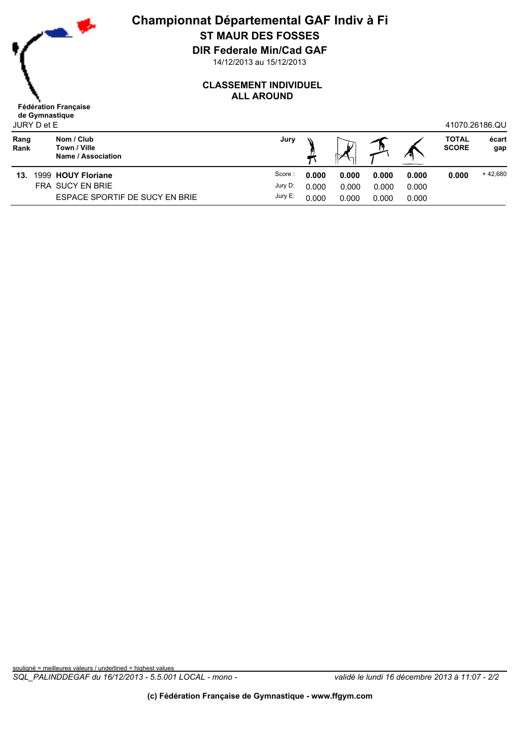# Championnat Départemental GAF Indiv à Fi

## ST MAUR DES FOSSES

## DIR Federale Min/Cad GAF

14/12/2013 au 15/12/2013

### CLASSEMENT INDIVIDUEL
### ALL AROUND

**Fédération Française de Gymnastique**

JURY D et E

41070.26186.QU

| Rang Rank | Nom / Club Town / Ville Name / Association | Jury | | | | | TOTAL SCORE | écart gap |
|---|---|---|---|---|---|---|---|---|
| **13.** | 1999 **HOUY Floriane** | Score : | **0.000** | **0.000** | **0.000** | **0.000** | **0.000** | + 42,680 |
| | FRA SUCY EN BRIE | Jury D: | 0.000 | 0.000 | 0.000 | 0.000 | | |
| | ESPACE SPORTIF DE SUCY EN BRIE | Jury E: | 0.000 | 0.000 | 0.000 | 0.000 | | |

souligné = meilleures valeurs / underlined = highest values

*SQL_PALINDDEGAF du 16/12/2013 - 5.5.001 LOCAL - mono -*

*validé le lundi 16 décembre 2013 à 11:07*

**(c) Fédération Française de Gymnastique - www.ffgym.com**